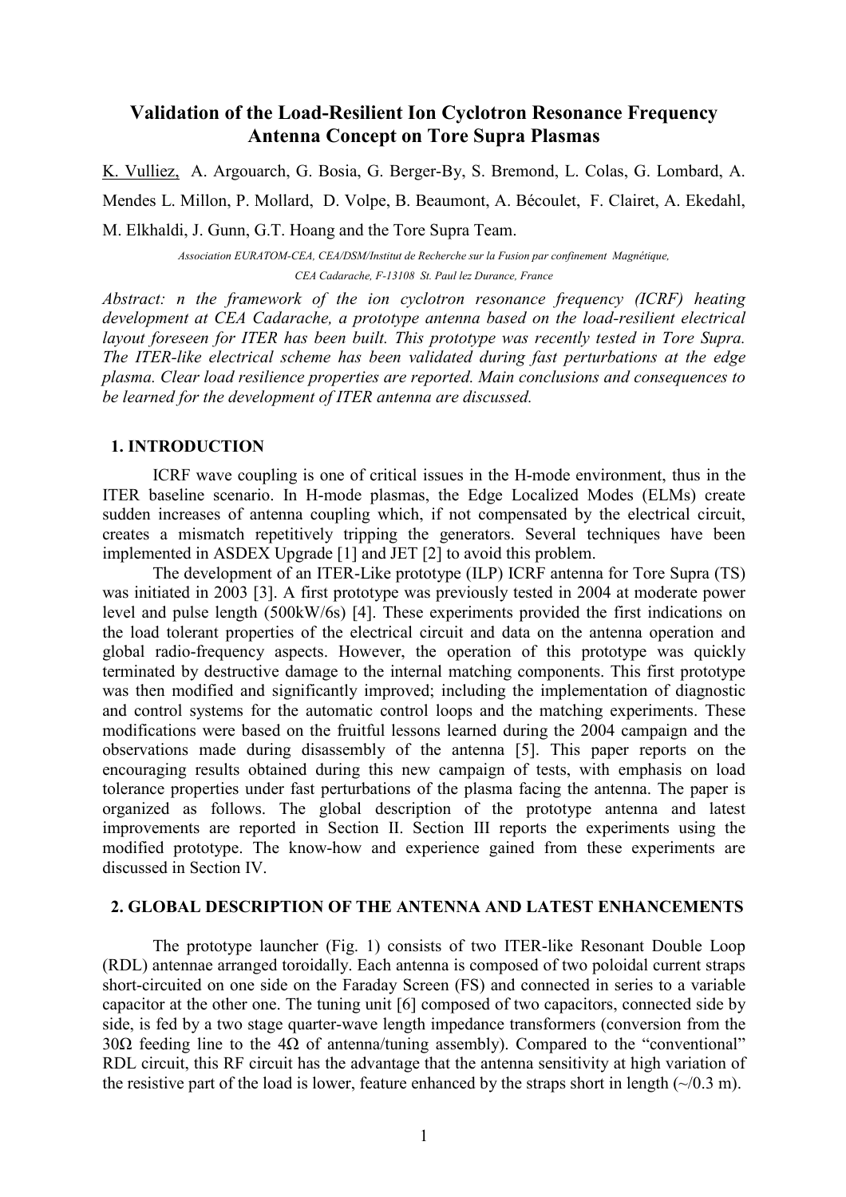# Validation of the Load-Resilient Ion Cyclotron Resonance Frequency Antenna Concept on Tore Supra Plasmas

K. Vulliez, A. Argouarch, G. Bosia, G. Berger-By, S. Bremond, L. Colas, G. Lombard, A. Mendes L. Millon, P. Mollard, D. Volpe, B. Beaumont, A. Bécoulet, F. Clairet, A. Ekedahl, M. Elkhaldi, J. Gunn, G.T. Hoang and the Tore Supra Team.

*Association EURATOM-CEA, CEA/DSM/Institut de Recherche sur la Fusion par confinement Magnétique, CEA Cadarache, F-13108 St. Paul lez Durance, France*

*Abstract: n the framework of the ion cyclotron resonance frequency (ICRF) heating development at CEA Cadarache, a prototype antenna based on the load-resilient electrical layout foreseen for ITER has been built. This prototype was recently tested in Tore Supra. The ITER-like electrical scheme has been validated during fast perturbations at the edge plasma. Clear load resilience properties are reported. Main conclusions and consequences to be learned for the development of ITER antenna are discussed.*

## 1. INTRODUCTION

ICRF wave coupling is one of critical issues in the H-mode environment, thus in the ITER baseline scenario. In H-mode plasmas, the Edge Localized Modes (ELMs) create sudden increases of antenna coupling which, if not compensated by the electrical circuit, creates a mismatch repetitively tripping the generators. Several techniques have been implemented in ASDEX Upgrade [1] and JET [2] to avoid this problem.

The development of an ITER-Like prototype (ILP) ICRF antenna for Tore Supra (TS) was initiated in 2003 [3]. A first prototype was previously tested in 2004 at moderate power level and pulse length (500kW/6s) [4]. These experiments provided the first indications on the load tolerant properties of the electrical circuit and data on the antenna operation and global radio-frequency aspects. However, the operation of this prototype was quickly terminated by destructive damage to the internal matching components. This first prototype was then modified and significantly improved; including the implementation of diagnostic and control systems for the automatic control loops and the matching experiments. These modifications were based on the fruitful lessons learned during the 2004 campaign and the observations made during disassembly of the antenna [5]. This paper reports on the encouraging results obtained during this new campaign of tests, with emphasis on load tolerance properties under fast perturbations of the plasma facing the antenna. The paper is organized as follows. The global description of the prototype antenna and latest improvements are reported in Section II. Section III reports the experiments using the modified prototype. The know-how and experience gained from these experiments are discussed in Section IV.

## 2. GLOBAL DESCRIPTION OF THE ANTENNA AND LATEST ENHANCEMENTS

The prototype launcher (Fig. 1) consists of two ITER-like Resonant Double Loop (RDL) antennae arranged toroidally. Each antenna is composed of two poloidal current straps short-circuited on one side on the Faraday Screen (FS) and connected in series to a variable capacitor at the other one. The tuning unit [6] composed of two capacitors, connected side by side, is fed by a two stage quarter-wave length impedance transformers (conversion from the 30Ω feeding line to the 4Ω of antenna/tuning assembly). Compared to the "conventional" RDL circuit, this RF circuit has the advantage that the antenna sensitivity at high variation of the resistive part of the load is lower, feature enhanced by the straps short in length (~/0.3 m).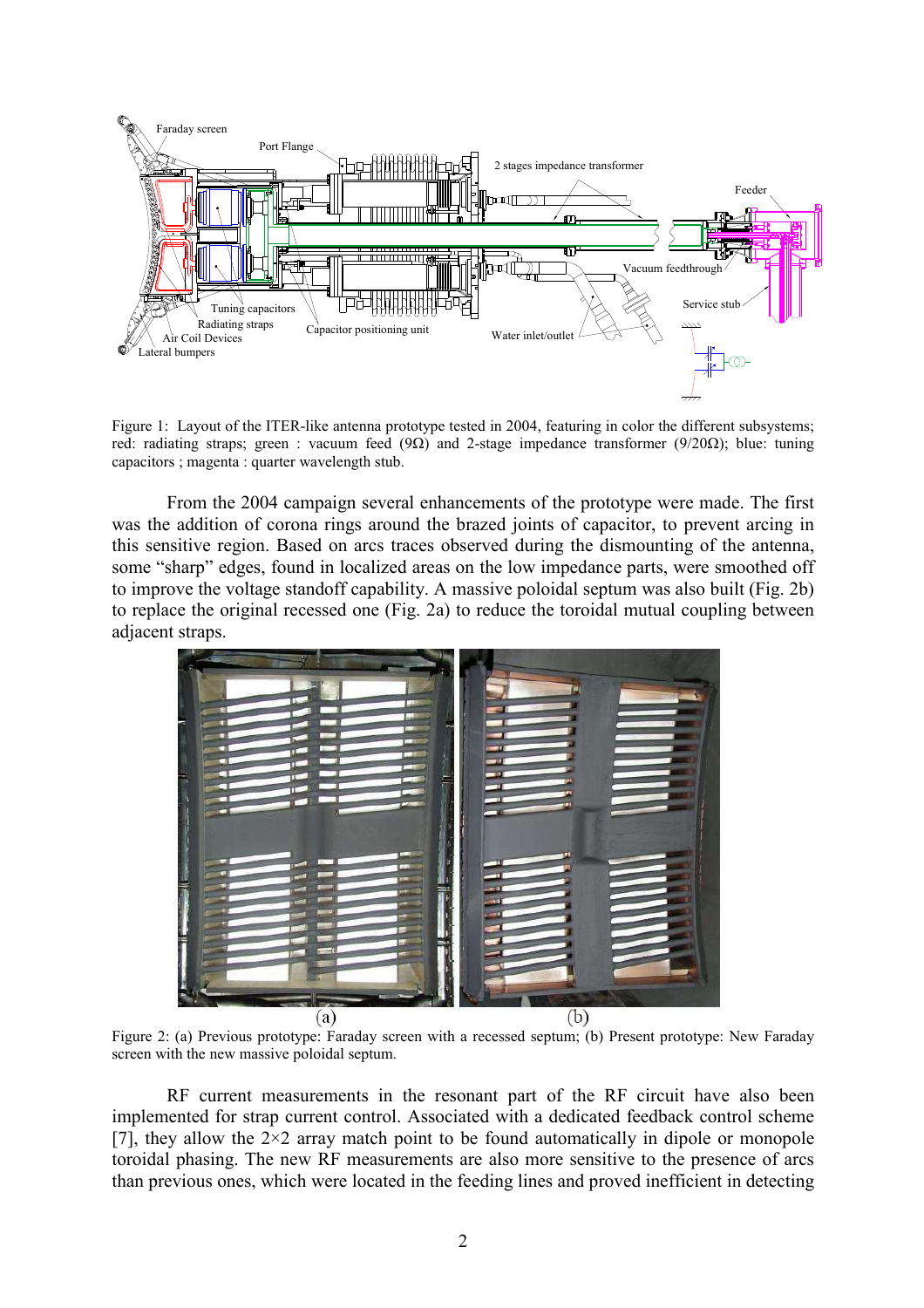Figure 1: Layout of the ITER-like antenna prototype tested in 2004, featuring in color the different subsystems; red: radiating straps; green : vacuum feed (9Ω) and 2-stage impedance transformer (9/20Ω); blue: tuning capacitors ; magenta : quarter wavelength stub.

From the 2004 campaign several enhancements of the prototype were made. The first was the addition of corona rings around the brazed joints of capacitor, to prevent arcing in this sensitive region. Based on arcs traces observed during the dismounting of the antenna, some "sharp" edges, found in localized areas on the low impedance parts, were smoothed off to improve the voltage standoff capability. A massive poloidal septum was also built (Fig. 2b) to replace the original recessed one (Fig. 2a) to reduce the toroidal mutual coupling between adjacent straps.

Figure 2: (a) Previous prototype: Faraday screen with a recessed septum; (b) Present prototype: New Faraday screen with the new massive poloidal septum.

RF current measurements in the resonant part of the RF circuit have also been implemented for strap current control. Associated with a dedicated feedback control scheme [7], they allow the 2×2 array match point to be found automatically in dipole or monopole toroidal phasing. The new RF measurements are also more sensitive to the presence of arcs than previous ones, which were located in the feeding lines and proved inefficient in detecting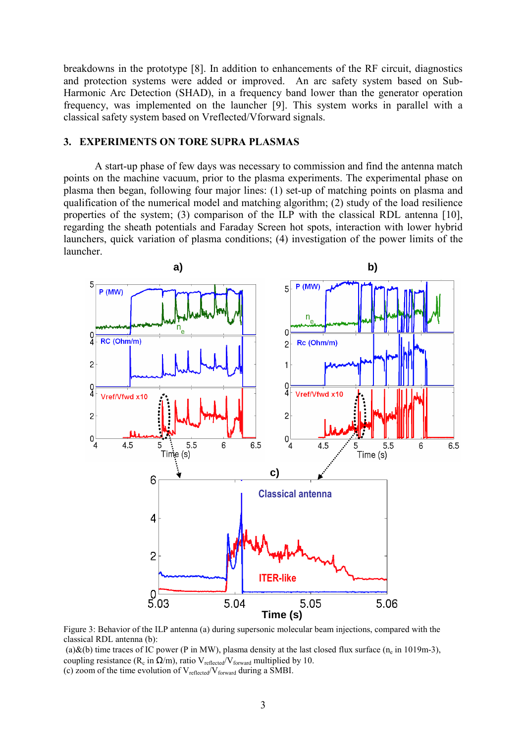breakdowns in the prototype [8]. In addition to enhancements of the RF circuit, diagnostics and protection systems were added or improved. An arc safety system based on Sub-Harmonic Arc Detection (SHAD), in a frequency band lower than the generator operation frequency, was implemented on the launcher [9]. This system works in parallel with a classical safety system based on Vreflected/Vforward signals.

## 3. EXPERIMENTS ON TORE SUPRA PLASMAS

A start-up phase of few days was necessary to commission and find the antenna match points on the machine vacuum, prior to the plasma experiments. The experimental phase on plasma then began, following four major lines: (1) set-up of matching points on plasma and qualification of the numerical model and matching algorithm; (2) study of the load resilience properties of the system; (3) comparison of the ILP with the classical RDL antenna [10], regarding the sheath potentials and Faraday Screen hot spots, interaction with lower hybrid launchers, quick variation of plasma conditions; (4) investigation of the power limits of the launcher.

Figure 3: Behavior of the ILP antenna (a) during supersonic molecular beam injections, compared with the classical RDL antenna (b):
(a)&(b) time traces of IC power (P in MW), plasma density at the last closed flux surface ($n_e$ in 1019m-3), coupling resistance ($R_c$ in $\Omega$/m), ratio $V_{reflected}/V_{forward}$ multiplied by 10.
(c) zoom of the time evolution of $V_{reflected}/V_{forward}$ during a SMBI.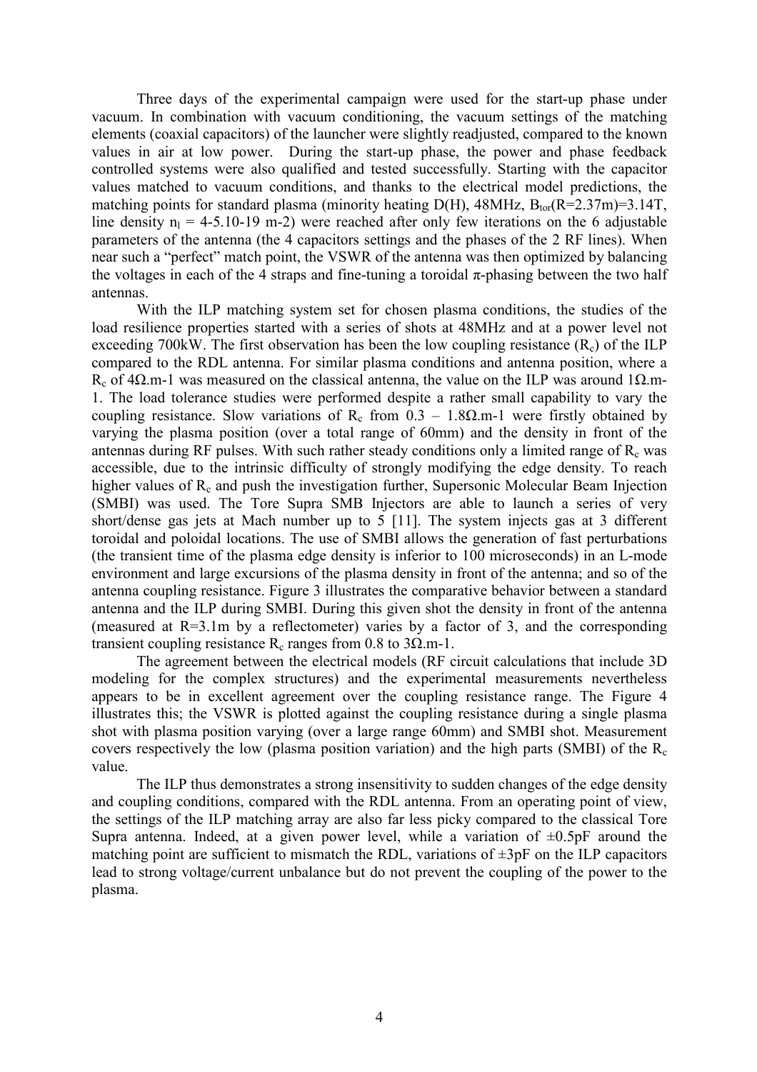Three days of the experimental campaign were used for the start-up phase under vacuum. In combination with vacuum conditioning, the vacuum settings of the matching elements (coaxial capacitors) of the launcher were slightly readjusted, compared to the known values in air at low power. During the start-up phase, the power and phase feedback controlled systems were also qualified and tested successfully. Starting with the capacitor values matched to vacuum conditions, and thanks to the electrical model predictions, the matching points for standard plasma (minority heating D(H), 48MHz, $B_{tor}$(R=2.37m)=3.14T, line density $n_l$ = 4-5.10-19 m-2) were reached after only few iterations on the 6 adjustable parameters of the antenna (the 4 capacitors settings and the phases of the 2 RF lines). When near such a "perfect" match point, the VSWR of the antenna was then optimized by balancing the voltages in each of the 4 straps and fine-tuning a toroidal π-phasing between the two half antennas.

With the ILP matching system set for chosen plasma conditions, the studies of the load resilience properties started with a series of shots at 48MHz and at a power level not exceeding 700kW. The first observation has been the low coupling resistance ($R_c$) of the ILP compared to the RDL antenna. For similar plasma conditions and antenna position, where a $R_c$ of 4Ω.m-1 was measured on the classical antenna, the value on the ILP was around 1Ω.m-1. The load tolerance studies were performed despite a rather small capability to vary the coupling resistance. Slow variations of $R_c$ from 0.3 – 1.8Ω.m-1 were firstly obtained by varying the plasma position (over a total range of 60mm) and the density in front of the antennas during RF pulses. With such rather steady conditions only a limited range of $R_c$ was accessible, due to the intrinsic difficulty of strongly modifying the edge density. To reach higher values of $R_c$ and push the investigation further, Supersonic Molecular Beam Injection (SMBI) was used. The Tore Supra SMB Injectors are able to launch a series of very short/dense gas jets at Mach number up to 5 [11]. The system injects gas at 3 different toroidal and poloidal locations. The use of SMBI allows the generation of fast perturbations (the transient time of the plasma edge density is inferior to 100 microseconds) in an L-mode environment and large excursions of the plasma density in front of the antenna; and so of the antenna coupling resistance. Figure 3 illustrates the comparative behavior between a standard antenna and the ILP during SMBI. During this given shot the density in front of the antenna (measured at R=3.1m by a reflectometer) varies by a factor of 3, and the corresponding transient coupling resistance $R_c$ ranges from 0.8 to 3Ω.m-1.

The agreement between the electrical models (RF circuit calculations that include 3D modeling for the complex structures) and the experimental measurements nevertheless appears to be in excellent agreement over the coupling resistance range. The Figure 4 illustrates this; the VSWR is plotted against the coupling resistance during a single plasma shot with plasma position varying (over a large range 60mm) and SMBI shot. Measurement covers respectively the low (plasma position variation) and the high parts (SMBI) of the $R_c$ value.

The ILP thus demonstrates a strong insensitivity to sudden changes of the edge density and coupling conditions, compared with the RDL antenna. From an operating point of view, the settings of the ILP matching array are also far less picky compared to the classical Tore Supra antenna. Indeed, at a given power level, while a variation of ±0.5pF around the matching point are sufficient to mismatch the RDL, variations of ±3pF on the ILP capacitors lead to strong voltage/current unbalance but do not prevent the coupling of the power to the plasma.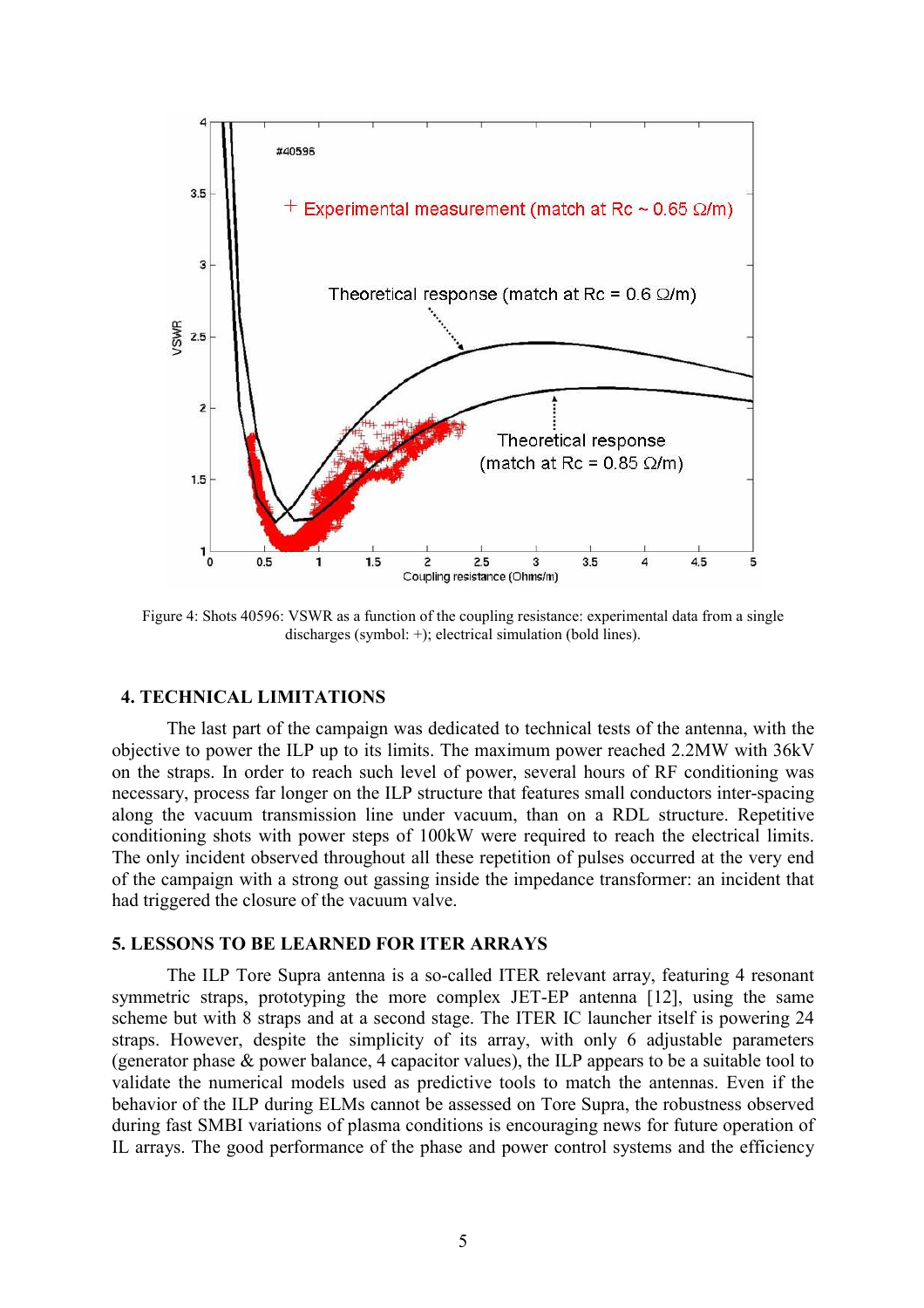Figure 4: Shots 40596: VSWR as a function of the coupling resistance: experimental data from a single discharges (symbol: +); electrical simulation (bold lines).

## 4. TECHNICAL LIMITATIONS

The last part of the campaign was dedicated to technical tests of the antenna, with the objective to power the ILP up to its limits. The maximum power reached 2.2MW with 36kV on the straps. In order to reach such level of power, several hours of RF conditioning was necessary, process far longer on the ILP structure that features small conductors inter-spacing along the vacuum transmission line under vacuum, than on a RDL structure. Repetitive conditioning shots with power steps of 100kW were required to reach the electrical limits. The only incident observed throughout all these repetition of pulses occurred at the very end of the campaign with a strong out gassing inside the impedance transformer: an incident that had triggered the closure of the vacuum valve.

## 5. LESSONS TO BE LEARNED FOR ITER ARRAYS

The ILP Tore Supra antenna is a so-called ITER relevant array, featuring 4 resonant symmetric straps, prototyping the more complex JET-EP antenna [12], using the same scheme but with 8 straps and at a second stage. The ITER IC launcher itself is powering 24 straps. However, despite the simplicity of its array, with only 6 adjustable parameters (generator phase & power balance, 4 capacitor values), the ILP appears to be a suitable tool to validate the numerical models used as predictive tools to match the antennas. Even if the behavior of the ILP during ELMs cannot be assessed on Tore Supra, the robustness observed during fast SMBI variations of plasma conditions is encouraging news for future operation of IL arrays. The good performance of the phase and power control systems and the efficiency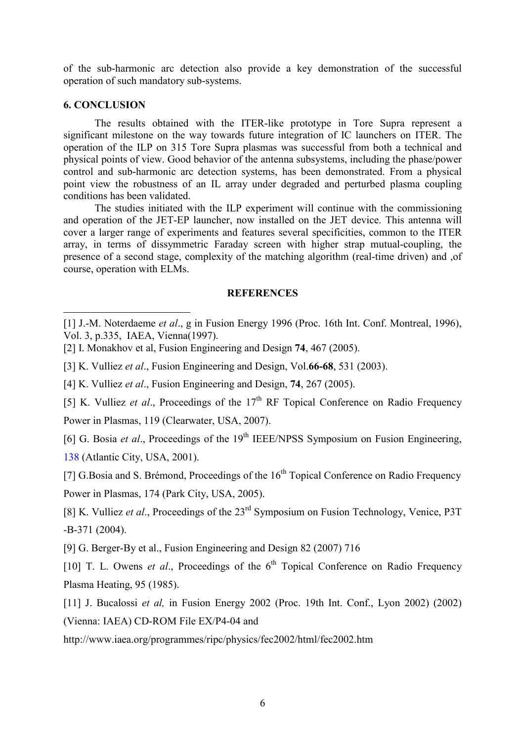of the sub-harmonic arc detection also provide a key demonstration of the successful operation of such mandatory sub-systems.

## 6. CONCLUSION

The results obtained with the ITER-like prototype in Tore Supra represent a significant milestone on the way towards future integration of IC launchers on ITER. The operation of the ILP on 315 Tore Supra plasmas was successful from both a technical and physical points of view. Good behavior of the antenna subsystems, including the phase/power control and sub-harmonic arc detection systems, has been demonstrated. From a physical point view the robustness of an IL array under degraded and perturbed plasma coupling conditions has been validated.

The studies initiated with the ILP experiment will continue with the commissioning and operation of the JET-EP launcher, now installed on the JET device. This antenna will cover a larger range of experiments and features several specificities, common to the ITER array, in terms of dissymmetric Faraday screen with higher strap mutual-coupling, the presence of a second stage, complexity of the matching algorithm (real-time driven) and ,of course, operation with ELMs.

## REFERENCES

[1] J.-M. Noterdaeme *et al*., g in Fusion Energy 1996 (Proc. 16th Int. Conf. Montreal, 1996), Vol. 3, p.335, IAEA, Vienna(1997).

[2] I. Monakhov et al, Fusion Engineering and Design **74**, 467 (2005).

[3] K. Vulliez *et al*., Fusion Engineering and Design, Vol.**66-68**, 531 (2003).

[4] K. Vulliez *et al*., Fusion Engineering and Design, **74**, 267 (2005).

[5] K. Vulliez *et al*., Proceedings of the 17th RF Topical Conference on Radio Frequency Power in Plasmas, 119 (Clearwater, USA, 2007).

[6] G. Bosia *et al*., Proceedings of the 19th IEEE/NPSS Symposium on Fusion Engineering, 138 (Atlantic City, USA, 2001).

[7] G.Bosia and S. Brémond, Proceedings of the 16th Topical Conference on Radio Frequency Power in Plasmas, 174 (Park City, USA, 2005).

[8] K. Vulliez *et al*., Proceedings of the 23rd Symposium on Fusion Technology, Venice, P3T -B-371 (2004).

[9] G. Berger-By et al., Fusion Engineering and Design 82 (2007) 716

[10] T. L. Owens *et al*., Proceedings of the 6th Topical Conference on Radio Frequency Plasma Heating, 95 (1985).

[11] J. Bucalossi *et al,* in Fusion Energy 2002 (Proc. 19th Int. Conf., Lyon 2002) (2002) (Vienna: IAEA) CD-ROM File EX/P4-04 and

http://www.iaea.org/programmes/ripc/physics/fec2002/html/fec2002.htm